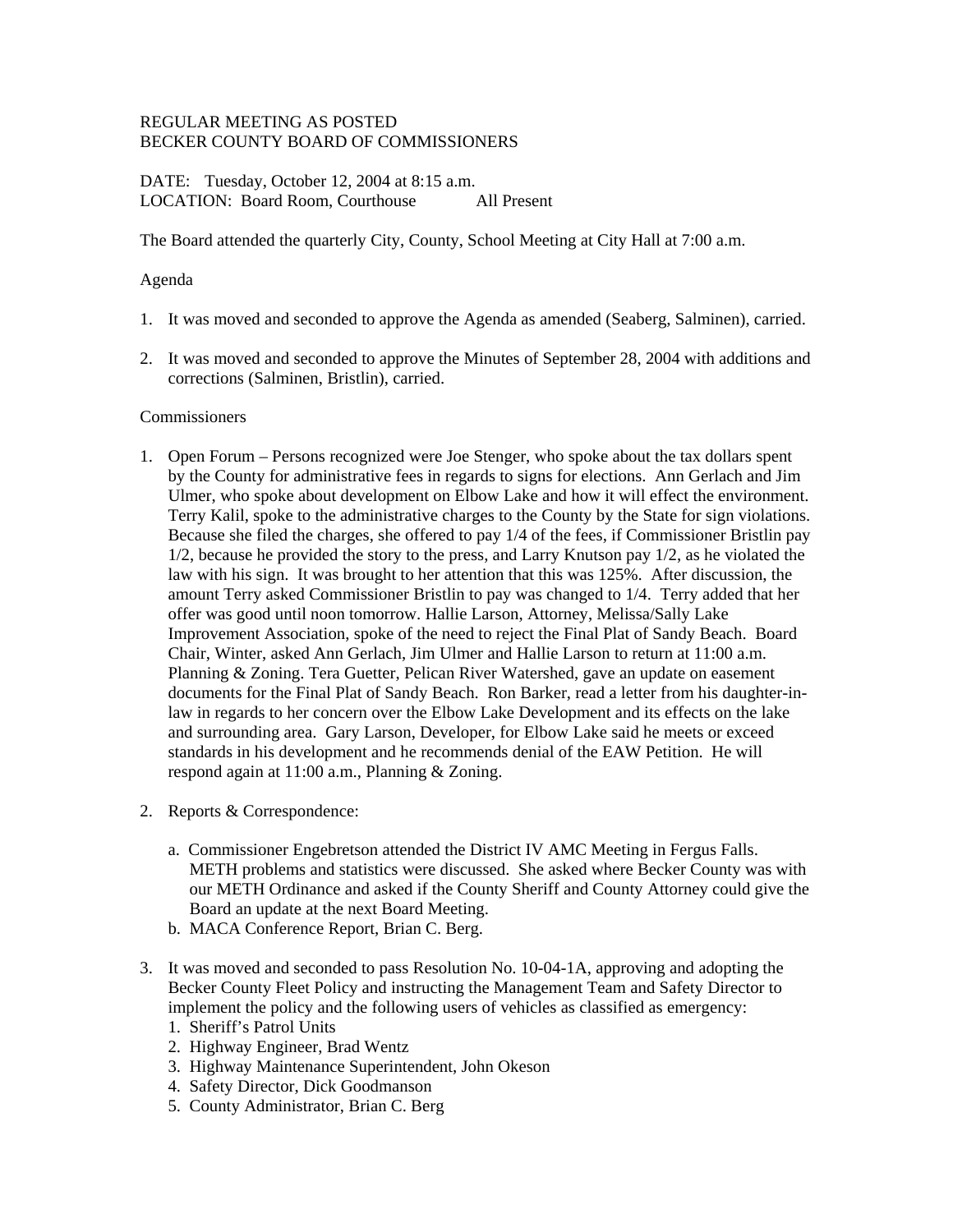REGULAR MEETING AS POSTED
BECKER COUNTY BOARD OF COMMISSIONERS

DATE: Tuesday, October 12, 2004 at 8:15 a.m.
LOCATION: Board Room, Courthouse All Present

The Board attended the quarterly City, County, School Meeting at City Hall at 7:00 a.m.

Agenda

1. It was moved and seconded to approve the Agenda as amended (Seaberg, Salminen), carried.

2. It was moved and seconded to approve the Minutes of September 28, 2004 with additions and corrections (Salminen, Bristlin), carried.

Commissioners

1. Open Forum – Persons recognized were Joe Stenger, who spoke about the tax dollars spent by the County for administrative fees in regards to signs for elections. Ann Gerlach and Jim Ulmer, who spoke about development on Elbow Lake and how it will effect the environment. Terry Kalil, spoke to the administrative charges to the County by the State for sign violations. Because she filed the charges, she offered to pay 1/4 of the fees, if Commissioner Bristlin pay 1/2, because he provided the story to the press, and Larry Knutson pay 1/2, as he violated the law with his sign. It was brought to her attention that this was 125%. After discussion, the amount Terry asked Commissioner Bristlin to pay was changed to 1/4. Terry added that her offer was good until noon tomorrow. Hallie Larson, Attorney, Melissa/Sally Lake Improvement Association, spoke of the need to reject the Final Plat of Sandy Beach. Board Chair, Winter, asked Ann Gerlach, Jim Ulmer and Hallie Larson to return at 11:00 a.m. Planning & Zoning. Tera Guetter, Pelican River Watershed, gave an update on easement documents for the Final Plat of Sandy Beach. Ron Barker, read a letter from his daughter-in-law in regards to her concern over the Elbow Lake Development and its effects on the lake and surrounding area. Gary Larson, Developer, for Elbow Lake said he meets or exceed standards in his development and he recommends denial of the EAW Petition. He will respond again at 11:00 a.m., Planning & Zoning.

2. Reports & Correspondence:

   a. Commissioner Engebretson attended the District IV AMC Meeting in Fergus Falls. METH problems and statistics were discussed. She asked where Becker County was with our METH Ordinance and asked if the County Sheriff and County Attorney could give the Board an update at the next Board Meeting.
   b. MACA Conference Report, Brian C. Berg.

3. It was moved and seconded to pass Resolution No. 10-04-1A, approving and adopting the Becker County Fleet Policy and instructing the Management Team and Safety Director to implement the policy and the following users of vehicles as classified as emergency:
   1. Sheriff's Patrol Units
   2. Highway Engineer, Brad Wentz
   3. Highway Maintenance Superintendent, John Okeson
   4. Safety Director, Dick Goodmanson
   5. County Administrator, Brian C. Berg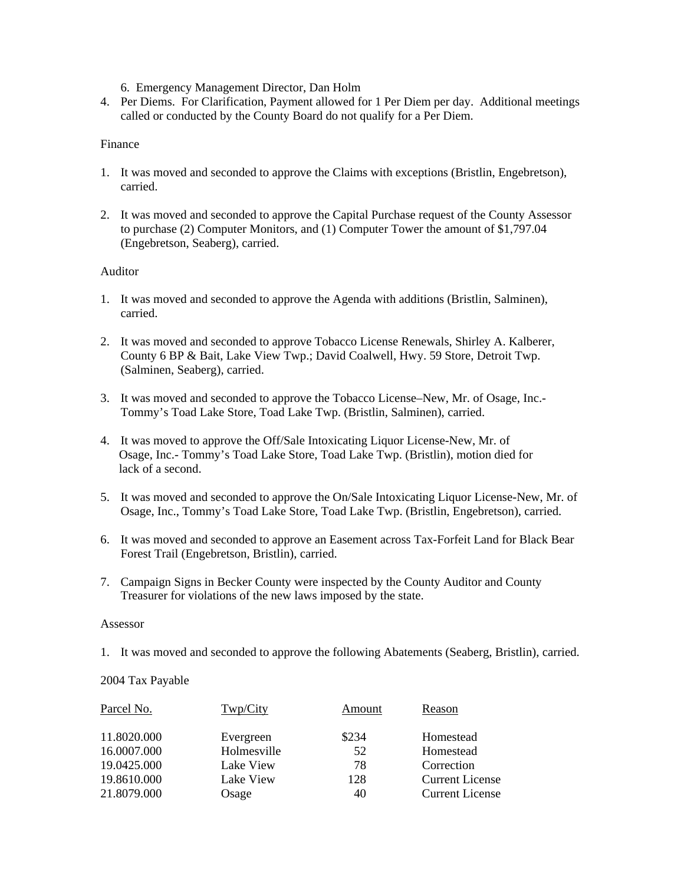6. Emergency Management Director, Dan Holm

4. Per Diems. For Clarification, Payment allowed for 1 Per Diem per day. Additional meetings called or conducted by the County Board do not qualify for a Per Diem.

Finance

1. It was moved and seconded to approve the Claims with exceptions (Bristlin, Engebretson), carried.

2. It was moved and seconded to approve the Capital Purchase request of the County Assessor to purchase (2) Computer Monitors, and (1) Computer Tower the amount of $1,797.04 (Engebretson, Seaberg), carried.

Auditor

1. It was moved and seconded to approve the Agenda with additions (Bristlin, Salminen), carried.

2. It was moved and seconded to approve Tobacco License Renewals, Shirley A. Kalberer, County 6 BP & Bait, Lake View Twp.; David Coalwell, Hwy. 59 Store, Detroit Twp. (Salminen, Seaberg), carried.

3. It was moved and seconded to approve the Tobacco License–New, Mr. of Osage, Inc.- Tommy's Toad Lake Store, Toad Lake Twp. (Bristlin, Salminen), carried.

4. It was moved to approve the Off/Sale Intoxicating Liquor License-New, Mr. of Osage, Inc.- Tommy's Toad Lake Store, Toad Lake Twp. (Bristlin), motion died for lack of a second.

5. It was moved and seconded to approve the On/Sale Intoxicating Liquor License-New, Mr. of Osage, Inc., Tommy's Toad Lake Store, Toad Lake Twp. (Bristlin, Engebretson), carried.

6. It was moved and seconded to approve an Easement across Tax-Forfeit Land for Black Bear Forest Trail (Engebretson, Bristlin), carried.

7. Campaign Signs in Becker County were inspected by the County Auditor and County Treasurer for violations of the new laws imposed by the state.

Assessor

1. It was moved and seconded to approve the following Abatements (Seaberg, Bristlin), carried.

2004 Tax Payable

| Parcel No. | Twp/City | Amount | Reason |
|---|---|---|---|
| 11.8020.000 | Evergreen | $234 | Homestead |
| 16.0007.000 | Holmesville | 52 | Homestead |
| 19.0425.000 | Lake View | 78 | Correction |
| 19.8610.000 | Lake View | 128 | Current License |
| 21.8079.000 | Osage | 40 | Current License |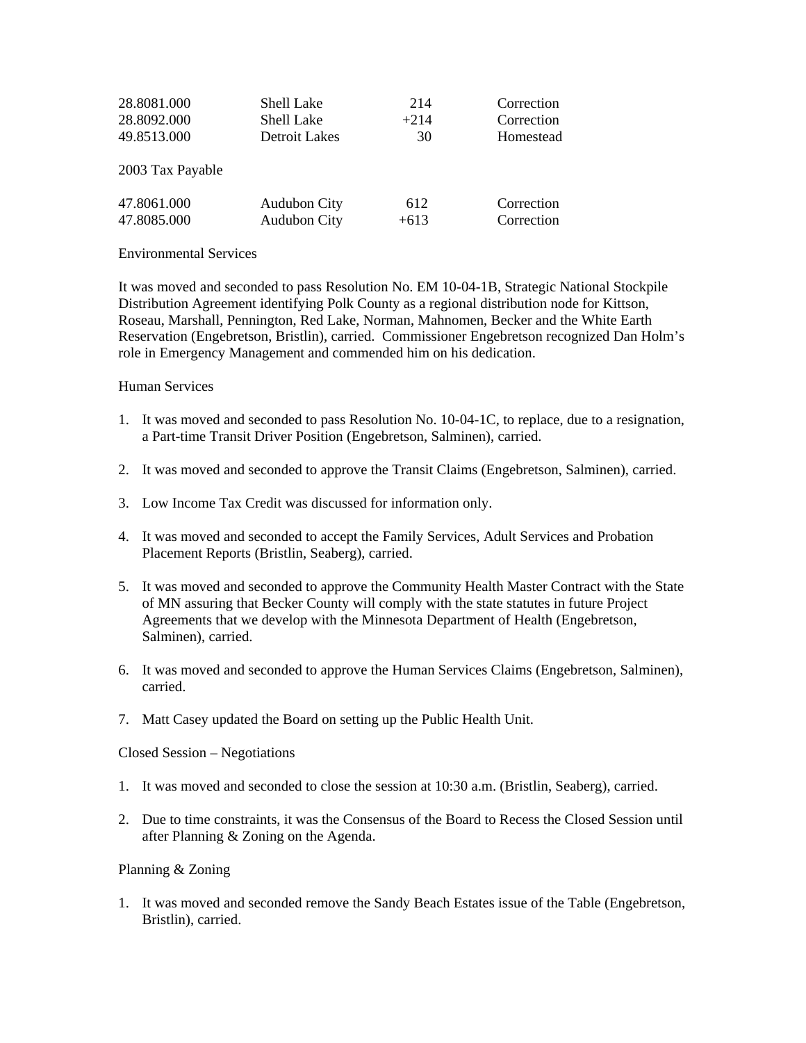| | | | |
|---|---|---|---|
| 28.8081.000 | Shell Lake | 214 | Correction |
| 28.8092.000 | Shell Lake | +214 | Correction |
| 49.8513.000 | Detroit Lakes | 30 | Homestead |

2003 Tax Payable

| | | | |
|---|---|---|---|
| 47.8061.000 | Audubon City | 612 | Correction |
| 47.8085.000 | Audubon City | +613 | Correction |

Environmental Services

It was moved and seconded to pass Resolution No. EM 10-04-1B, Strategic National Stockpile Distribution Agreement identifying Polk County as a regional distribution node for Kittson, Roseau, Marshall, Pennington, Red Lake, Norman, Mahnomen, Becker and the White Earth Reservation (Engebretson, Bristlin), carried. Commissioner Engebretson recognized Dan Holm's role in Emergency Management and commended him on his dedication.

Human Services

1. It was moved and seconded to pass Resolution No. 10-04-1C, to replace, due to a resignation, a Part-time Transit Driver Position (Engebretson, Salminen), carried.

2. It was moved and seconded to approve the Transit Claims (Engebretson, Salminen), carried.

3. Low Income Tax Credit was discussed for information only.

4. It was moved and seconded to accept the Family Services, Adult Services and Probation Placement Reports (Bristlin, Seaberg), carried.

5. It was moved and seconded to approve the Community Health Master Contract with the State of MN assuring that Becker County will comply with the state statutes in future Project Agreements that we develop with the Minnesota Department of Health (Engebretson, Salminen), carried.

6. It was moved and seconded to approve the Human Services Claims (Engebretson, Salminen), carried.

7. Matt Casey updated the Board on setting up the Public Health Unit.

Closed Session – Negotiations

1. It was moved and seconded to close the session at 10:30 a.m. (Bristlin, Seaberg), carried.

2. Due to time constraints, it was the Consensus of the Board to Recess the Closed Session until after Planning & Zoning on the Agenda.

Planning & Zoning

1. It was moved and seconded remove the Sandy Beach Estates issue of the Table (Engebretson, Bristlin), carried.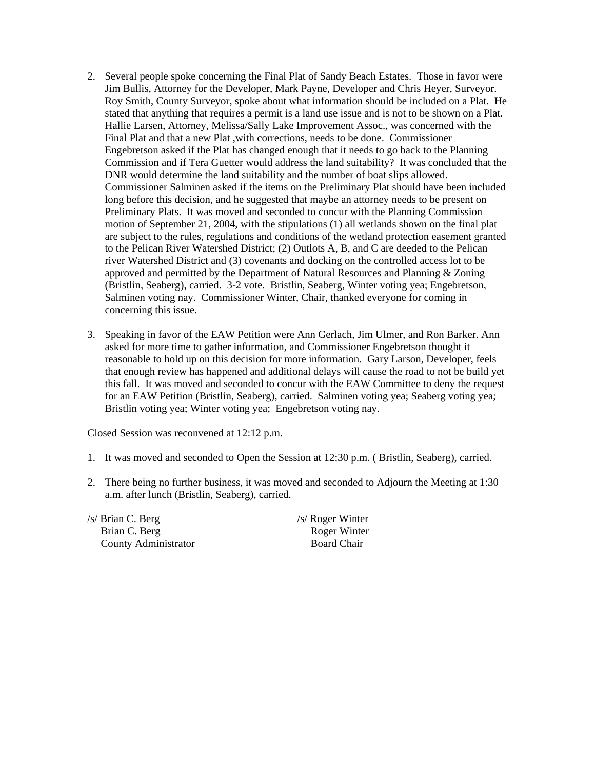2. Several people spoke concerning the Final Plat of Sandy Beach Estates. Those in favor were Jim Bullis, Attorney for the Developer, Mark Payne, Developer and Chris Heyer, Surveyor. Roy Smith, County Surveyor, spoke about what information should be included on a Plat. He stated that anything that requires a permit is a land use issue and is not to be shown on a Plat. Hallie Larsen, Attorney, Melissa/Sally Lake Improvement Assoc., was concerned with the Final Plat and that a new Plat ,with corrections, needs to be done. Commissioner Engebretson asked if the Plat has changed enough that it needs to go back to the Planning Commission and if Tera Guetter would address the land suitability? It was concluded that the DNR would determine the land suitability and the number of boat slips allowed. Commissioner Salminen asked if the items on the Preliminary Plat should have been included long before this decision, and he suggested that maybe an attorney needs to be present on Preliminary Plats. It was moved and seconded to concur with the Planning Commission motion of September 21, 2004, with the stipulations (1) all wetlands shown on the final plat are subject to the rules, regulations and conditions of the wetland protection easement granted to the Pelican River Watershed District; (2) Outlots A, B, and C are deeded to the Pelican river Watershed District and (3) covenants and docking on the controlled access lot to be approved and permitted by the Department of Natural Resources and Planning & Zoning (Bristlin, Seaberg), carried. 3-2 vote. Bristlin, Seaberg, Winter voting yea; Engebretson, Salminen voting nay. Commissioner Winter, Chair, thanked everyone for coming in concerning this issue.

3. Speaking in favor of the EAW Petition were Ann Gerlach, Jim Ulmer, and Ron Barker. Ann asked for more time to gather information, and Commissioner Engebretson thought it reasonable to hold up on this decision for more information. Gary Larson, Developer, feels that enough review has happened and additional delays will cause the road to not be build yet this fall. It was moved and seconded to concur with the EAW Committee to deny the request for an EAW Petition (Bristlin, Seaberg), carried. Salminen voting yea; Seaberg voting yea; Bristlin voting yea; Winter voting yea; Engebretson voting nay.

Closed Session was reconvened at 12:12 p.m.

1. It was moved and seconded to Open the Session at 12:30 p.m. ( Bristlin, Seaberg), carried.

2. There being no further business, it was moved and seconded to Adjourn the Meeting at 1:30 a.m. after lunch (Bristlin, Seaberg), carried.

| | |
|---|---|
| /s/ Brian C. Berg | /s/ Roger Winter |
| Brian C. Berg | Roger Winter |
| County Administrator | Board Chair |